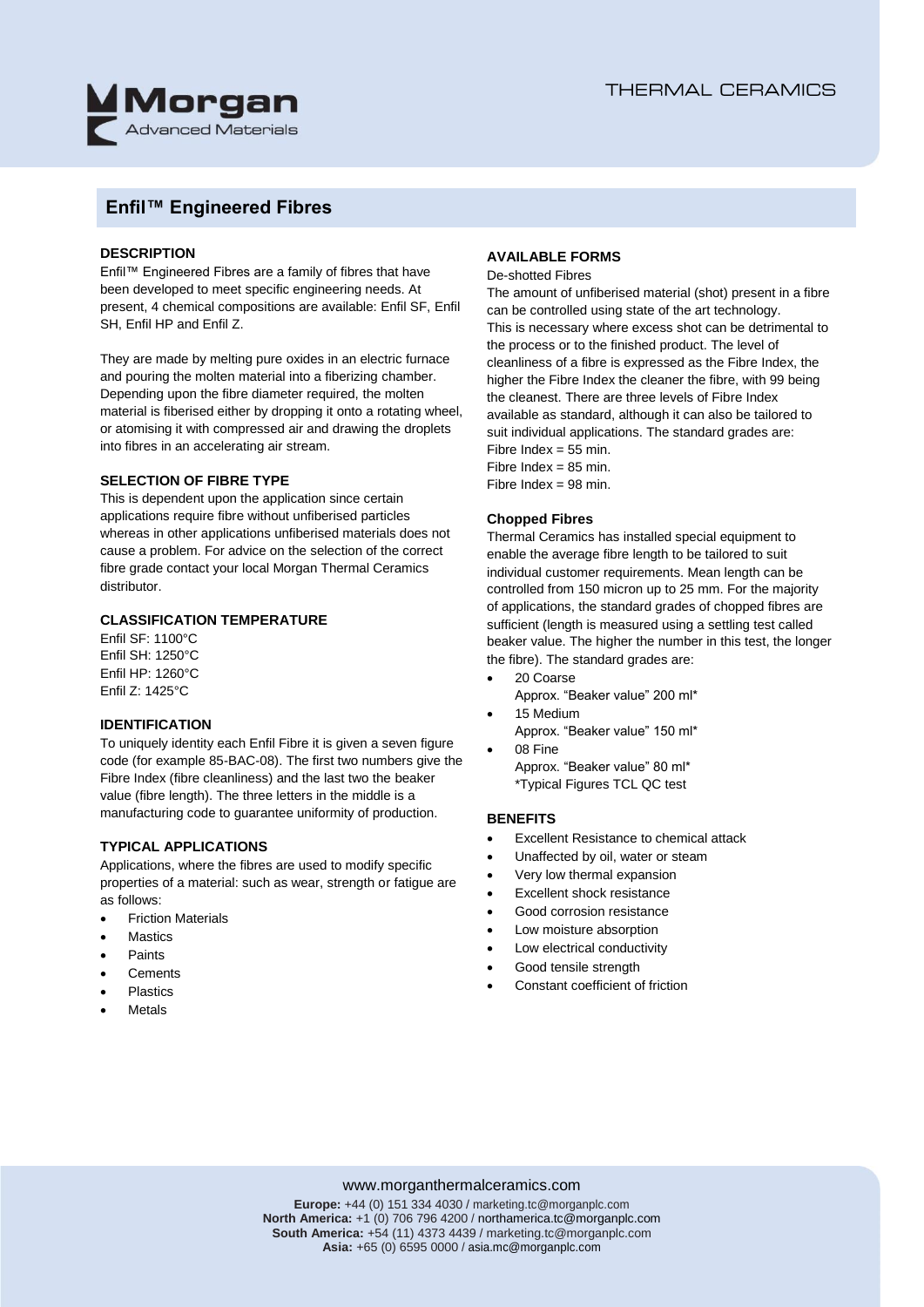# Enfil™ Engineered Fibres

## DESCRIPTION

Enfil™ Engineered Fibres are a family of fibres that have been developed to meet specific engineering needs. At present, 4 chemical compositions are available: Enfil SF, Enfil SH, Enfil HP and Enfil Z.

They are made by melting pure oxides in an electric furnace and pouring the molten material into a fiberizing chamber. Depending upon the fibre diameter required, the molten material is fiberised either by dropping it onto a rotating wheel, or atomising it with compressed air and drawing the droplets into fibres in an accelerating air stream.

## SELECTION OF FIBRE TYPE

This is dependent upon the application since certain applications require fibre without unfiberised particles whereas in other applications unfiberised materials does not cause a problem. For advice on the selection of the correct fibre grade contact your local Morgan Thermal Ceramics distributor.

## CLASSIFICATION TEMPERATURE

Enfil SF: 1100°C
Enfil SH: 1250°C
Enfil HP: 1260°C
Enfil Z: 1425°C

## IDENTIFICATION

To uniquely identity each Enfil Fibre it is given a seven figure code (for example 85-BAC-08). The first two numbers give the Fibre Index (fibre cleanliness) and the last two the beaker value (fibre length). The three letters in the middle is a manufacturing code to guarantee uniformity of production.

## TYPICAL APPLICATIONS

Applications, where the fibres are used to modify specific properties of a material: such as wear, strength or fatigue are as follows:

- Friction Materials
- Mastics
- Paints
- Cements
- Plastics
- Metals

## AVAILABLE FORMS

De-shotted Fibres

The amount of unfiberised material (shot) present in a fibre can be controlled using state of the art technology. This is necessary where excess shot can be detrimental to the process or to the finished product. The level of cleanliness of a fibre is expressed as the Fibre Index, the higher the Fibre Index the cleaner the fibre, with 99 being the cleanest. There are three levels of Fibre Index available as standard, although it can also be tailored to suit individual applications. The standard grades are:
Fibre Index = 55 min.
Fibre Index = 85 min.
Fibre Index = 98 min.

### Chopped Fibres

Thermal Ceramics has installed special equipment to enable the average fibre length to be tailored to suit individual customer requirements. Mean length can be controlled from 150 micron up to 25 mm. For the majority of applications, the standard grades of chopped fibres are sufficient (length is measured using a settling test called beaker value. The higher the number in this test, the longer the fibre). The standard grades are:

- 20 Coarse
  Approx. "Beaker value" 200 ml*
- 15 Medium
  Approx. "Beaker value" 150 ml*
- 08 Fine
  Approx. "Beaker value" 80 ml*
  *Typical Figures TCL QC test

## BENEFITS

- Excellent Resistance to chemical attack
- Unaffected by oil, water or steam
- Very low thermal expansion
- Excellent shock resistance
- Good corrosion resistance
- Low moisture absorption
- Low electrical conductivity
- Good tensile strength
- Constant coefficient of friction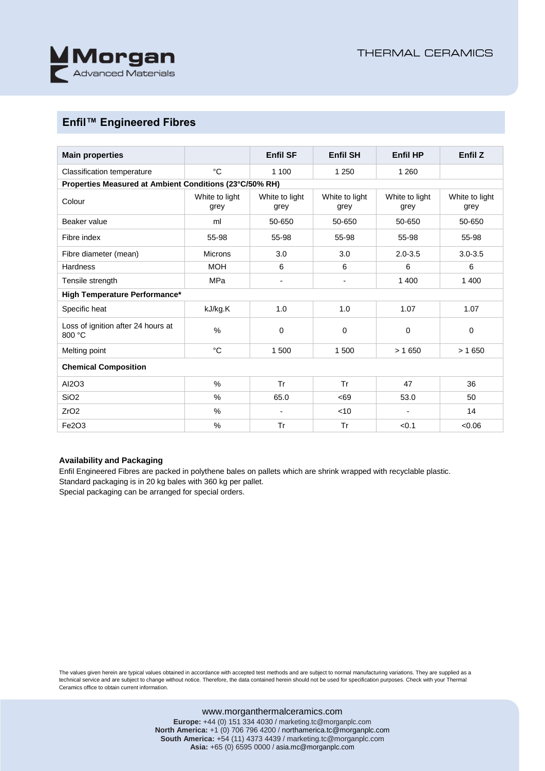## Enfil™ Engineered Fibres

| Main properties | | Enfil SF | Enfil SH | Enfil HP | Enfil Z |
|---|---|---|---|---|---|
| Classification temperature | °C | 1 100 | 1 250 | 1 260 | |
| **Properties Measured at Ambient Conditions (23°C/50% RH)** | | | | | |
| Colour | White to light grey | White to light grey | White to light grey | White to light grey | White to light grey |
| Beaker value | ml | 50-650 | 50-650 | 50-650 | 50-650 |
| Fibre index | 55-98 | 55-98 | 55-98 | 55-98 | 55-98 |
| Fibre diameter (mean) | Microns | 3.0 | 3.0 | 2.0-3.5 | 3.0-3.5 |
| Hardness | MOH | 6 | 6 | 6 | 6 |
| Tensile strength | MPa | - | - | 1 400 | 1 400 |
| **High Temperature Performance*** | | | | | |
| Specific heat | kJ/kg.K | 1.0 | 1.0 | 1.07 | 1.07 |
| Loss of ignition after 24 hours at 800 °C | % | 0 | 0 | 0 | 0 |
| Melting point | °C | 1 500 | 1 500 | > 1 650 | > 1 650 |
| **Chemical Composition** | | | | | |
| $Al_2O_3$ | % | Tr | Tr | 47 | 36 |
| $SiO_2$ | % | 65.0 | <69 | 53.0 | 50 |
| $ZrO_2$ | % | - | <10 | - | 14 |
| $Fe_2O_3$ | % | Tr | Tr | <0.1 | <0.06 |

**Availability and Packaging**

Enfil Engineered Fibres are packed in polythene bales on pallets which are shrink wrapped with recyclable plastic.
Standard packaging is in 20 kg bales with 360 kg per pallet.
Special packaging can be arranged for special orders.

The values given herein are typical values obtained in accordance with accepted test methods and are subject to normal manufacturing variations. They are supplied as a technical service and are subject to change without notice. Therefore, the data contained herein should not be used for specification purposes. Check with your Thermal Ceramics office to obtain current information.

www.morganthermalceramics.com

**Europe:** +44 (0) 151 334 4030 / marketing.tc@morganplc.com
**North America:** +1 (0) 706 796 4200 / northamerica.tc@morganplc.com
**South America:** +54 (11) 4373 4439 / marketing.tc@morganplc.com
**Asia:** +65 (0) 6595 0000 / asia.mc@morganplc.com